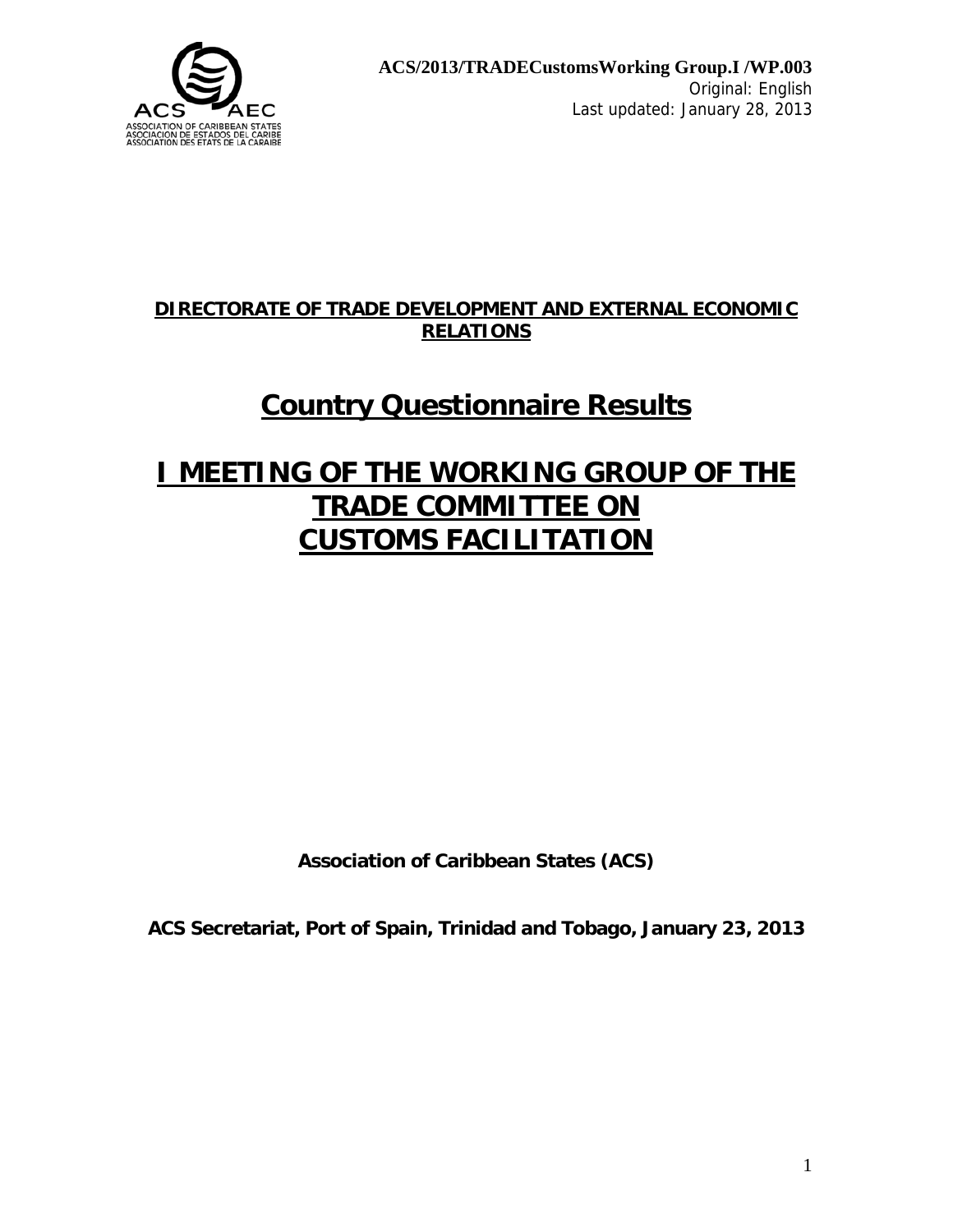**ACS/2013/TRADECustomsWorking Group.I /WP.003**
Original: English
Last updated: January 28, 2013

**DIRECTORATE OF TRADE DEVELOPMENT AND EXTERNAL ECONOMIC RELATIONS**

# Country Questionnaire Results

# I MEETING OF THE WORKING GROUP OF THE TRADE COMMITTEE ON CUSTOMS FACILITATION

**Association of Caribbean States (ACS)**

**ACS Secretariat, Port of Spain, Trinidad and Tobago, January 23, 2013**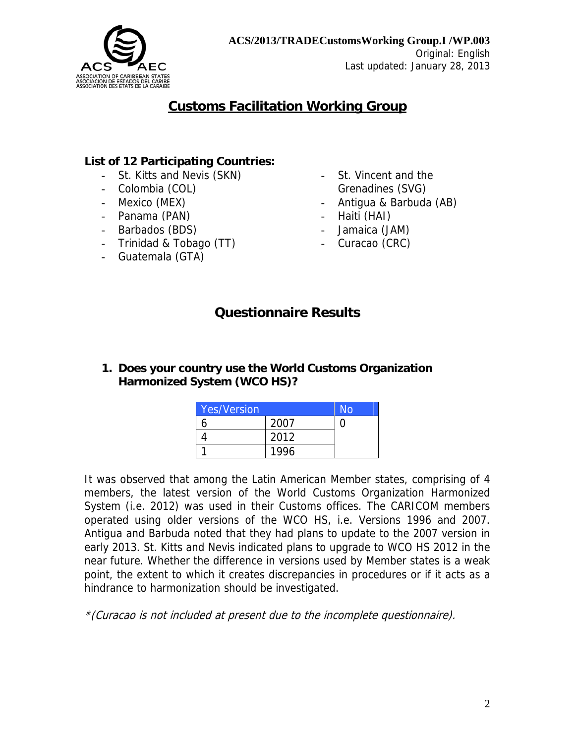ACS/2013/TRADECustomsWorking Group.I /WP.003
Original: English
Last updated: January 28, 2013

# Customs Facilitation Working Group

**List of 12 Participating Countries:**

- St. Kitts and Nevis (SKN)
- Colombia (COL)
- Mexico (MEX)
- Panama (PAN)
- Barbados (BDS)
- Trinidad & Tobago (TT)
- Guatemala (GTA)
- St. Vincent and the Grenadines (SVG)
- Antigua & Barbuda (AB)
- Haiti (HAI)
- Jamaica (JAM)
- Curacao (CRC)

## Questionnaire Results

**1. Does your country use the World Customs Organization Harmonized System (WCO HS)?**

| Yes/Version | | No |
|---|---|---|
| 6 | 2007 | 0 |
| 4 | 2012 | |
| 1 | 1996 | |

It was observed that among the Latin American Member states, comprising of 4 members, the latest version of the World Customs Organization Harmonized System (i.e. 2012) was used in their Customs offices. The CARICOM members operated using older versions of the WCO HS, i.e. Versions 1996 and 2007. Antigua and Barbuda noted that they had plans to update to the 2007 version in early 2013. St. Kitts and Nevis indicated plans to upgrade to WCO HS 2012 in the near future. Whether the difference in versions used by Member states is a weak point, the extent to which it creates discrepancies in procedures or if it acts as a hindrance to harmonization should be investigated.

*\*(Curacao is not included at present due to the incomplete questionnaire).*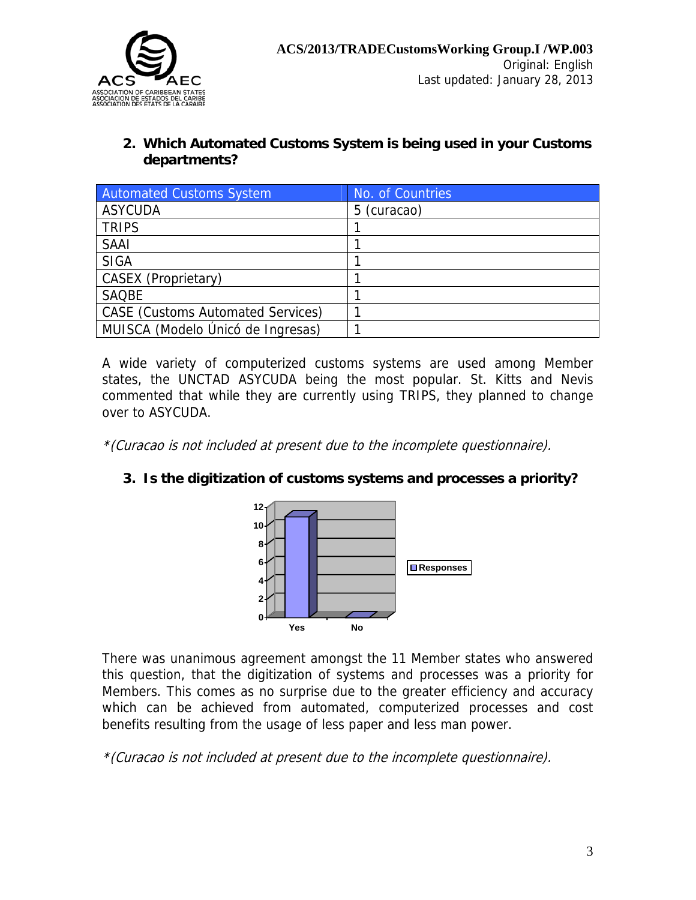## 2. Which Automated Customs System is being used in your Customs departments?

| Automated Customs System | No. of Countries |
|---|---|
| ASYCUDA | 5 (curacao) |
| TRIPS | 1 |
| SAAI | 1 |
| SIGA | 1 |
| CASEX (Proprietary) | 1 |
| SAQBE | 1 |
| CASE (Customs Automated Services) | 1 |
| MUISCA (Modelo Únicó de Ingresas) | 1 |

A wide variety of computerized customs systems are used among Member states, the UNCTAD ASYCUDA being the most popular. St. Kitts and Nevis commented that while they are currently using TRIPS, they planned to change over to ASYCUDA.

*\*(Curacao is not included at present due to the incomplete questionnaire).*

## 3. Is the digitization of customs systems and processes a priority?

| | Responses |
|---|---|
| Yes | 11 |
| No | 0 |

There was unanimous agreement amongst the 11 Member states who answered this question, that the digitization of systems and processes was a priority for Members. This comes as no surprise due to the greater efficiency and accuracy which can be achieved from automated, computerized processes and cost benefits resulting from the usage of less paper and less man power.

*\*(Curacao is not included at present due to the incomplete questionnaire).*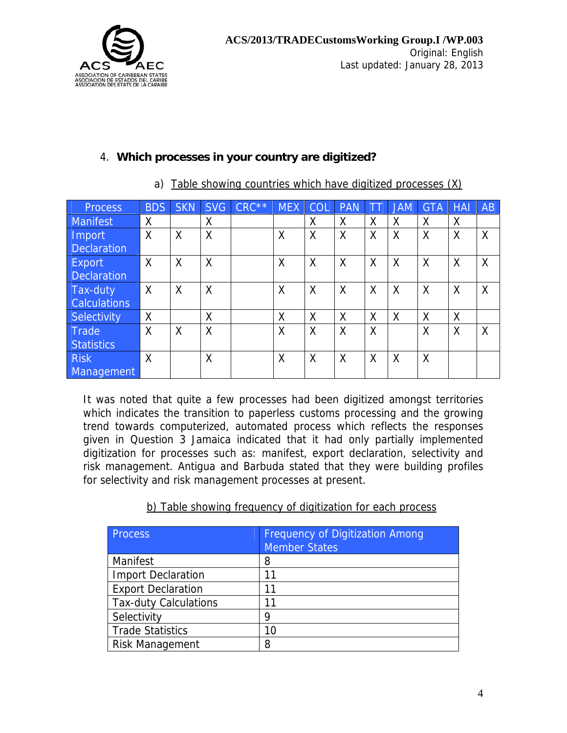4. **Which processes in your country are digitized?**

a) Table showing countries which have digitized processes (X)

| Process | BDS | SKN | SVG | CRC** | MEX | COL | PAN | TT | JAM | GTA | HAI | AB |
|---|---|---|---|---|---|---|---|---|---|---|---|---|
| Manifest | X | | X | | | X | X | X | X | X | X | |
| Import Declaration | X | X | X | | X | X | X | X | X | X | X | X |
| Export Declaration | X | X | X | | X | X | X | X | X | X | X | X |
| Tax-duty Calculations | X | X | X | | X | X | X | X | X | X | X | X |
| Selectivity | X | | X | | X | X | X | X | X | X | X | |
| Trade Statistics | X | X | X | | X | X | X | X | | X | X | X |
| Risk Management | X | | X | | X | X | X | X | X | X | | |

It was noted that quite a few processes had been digitized amongst territories which indicates the transition to paperless customs processing and the growing trend towards computerized, automated process which reflects the responses given in Question 3 Jamaica indicated that it had only partially implemented digitization for processes such as: manifest, export declaration, selectivity and risk management. Antigua and Barbuda stated that they were building profiles for selectivity and risk management processes at present.

b) Table showing frequency of digitization for each process

| Process | Frequency of Digitization Among Member States |
|---|---|
| Manifest | 8 |
| Import Declaration | 11 |
| Export Declaration | 11 |
| Tax-duty Calculations | 11 |
| Selectivity | 9 |
| Trade Statistics | 10 |
| Risk Management | 8 |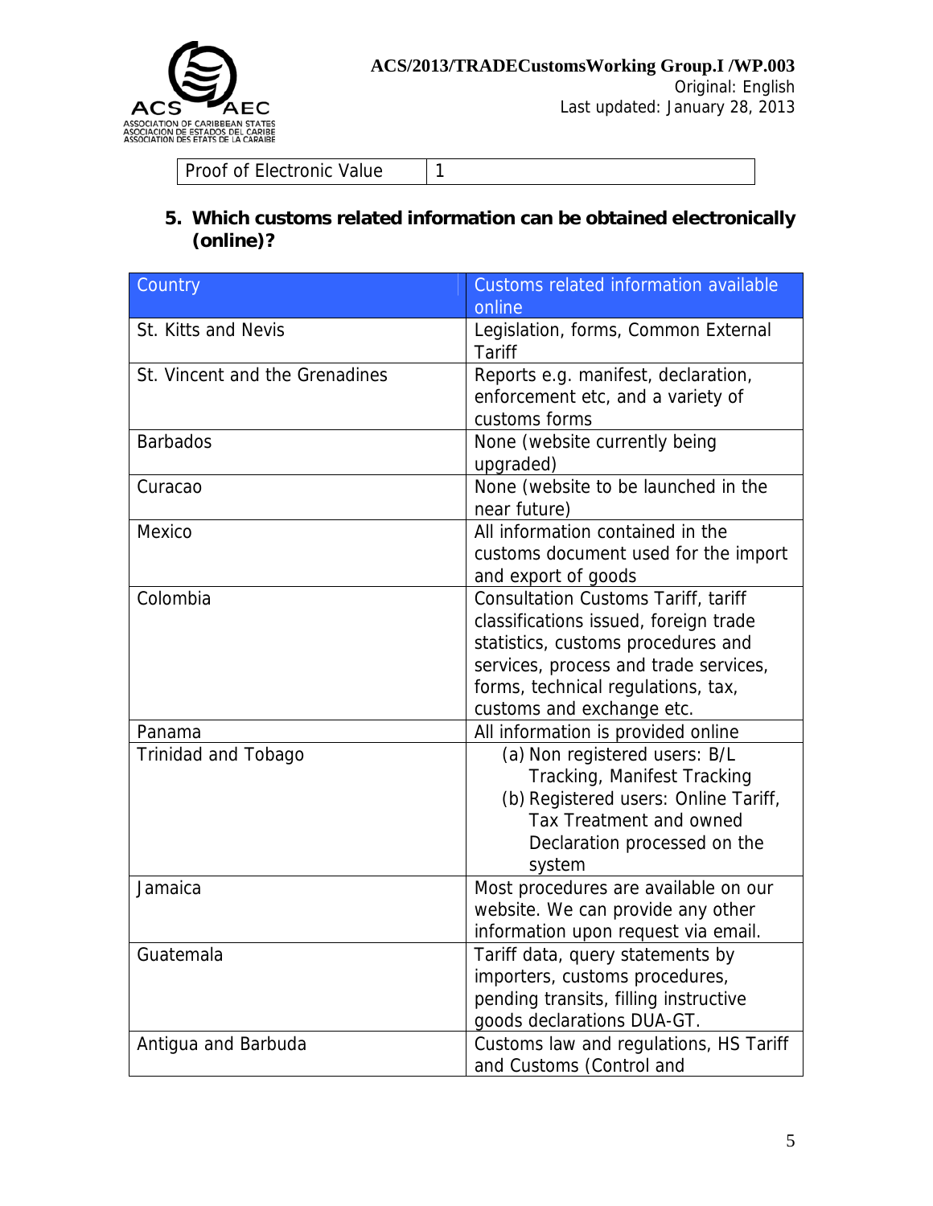| Proof of Electronic Value | 1 |
|---|---|

**5. Which customs related information can be obtained electronically (online)?**

| Country | Customs related information available online |
|---|---|
| St. Kitts and Nevis | Legislation, forms, Common External Tariff |
| St. Vincent and the Grenadines | Reports e.g. manifest, declaration, enforcement etc, and a variety of customs forms |
| Barbados | None (website currently being upgraded) |
| Curacao | None (website to be launched in the near future) |
| Mexico | All information contained in the customs document used for the import and export of goods |
| Colombia | Consultation Customs Tariff, tariff classifications issued, foreign trade statistics, customs procedures and services, process and trade services, forms, technical regulations, tax, customs and exchange etc. |
| Panama | All information is provided online |
| Trinidad and Tobago | (a) Non registered users: B/L Tracking, Manifest Tracking<br>(b) Registered users: Online Tariff, Tax Treatment and owned Declaration processed on the system |
| Jamaica | Most procedures are available on our website. We can provide any other information upon request via email. |
| Guatemala | Tariff data, query statements by importers, customs procedures, pending transits, filling instructive goods declarations DUA-GT. |
| Antigua and Barbuda | Customs law and regulations, HS Tariff and Customs (Control and |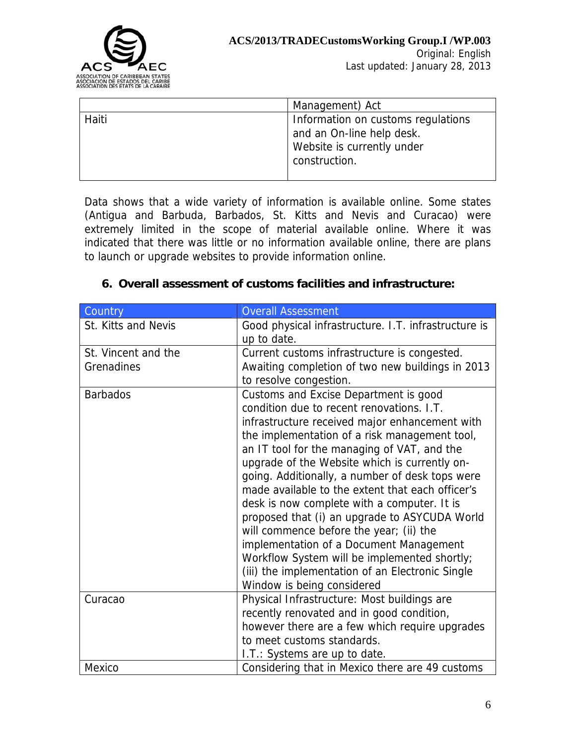|  | Management) Act |
|---|---|
| Haiti | Information on customs regulations and an On-line help desk. Website is currently under construction. |

Data shows that a wide variety of information is available online. Some states (Antigua and Barbuda, Barbados, St. Kitts and Nevis and Curacao) were extremely limited in the scope of material available online. Where it was indicated that there was little or no information available online, there are plans to launch or upgrade websites to provide information online.

## 6. Overall assessment of customs facilities and infrastructure:

| Country | Overall Assessment |
|---|---|
| St. Kitts and Nevis | Good physical infrastructure. I.T. infrastructure is up to date. |
| St. Vincent and the Grenadines | Current customs infrastructure is congested. Awaiting completion of two new buildings in 2013 to resolve congestion. |
| Barbados | Customs and Excise Department is good condition due to recent renovations. I.T. infrastructure received major enhancement with the implementation of a risk management tool, an IT tool for the managing of VAT, and the upgrade of the Website which is currently on-going. Additionally, a number of desk tops were made available to the extent that each officer's desk is now complete with a computer. It is proposed that (i) an upgrade to ASYCUDA World will commence before the year; (ii) the implementation of a Document Management Workflow System will be implemented shortly; (iii) the implementation of an Electronic Single Window is being considered |
| Curacao | Physical Infrastructure: Most buildings are recently renovated and in good condition, however there are a few which require upgrades to meet customs standards.<br>I.T.: Systems are up to date. |
| Mexico | Considering that in Mexico there are 49 customs |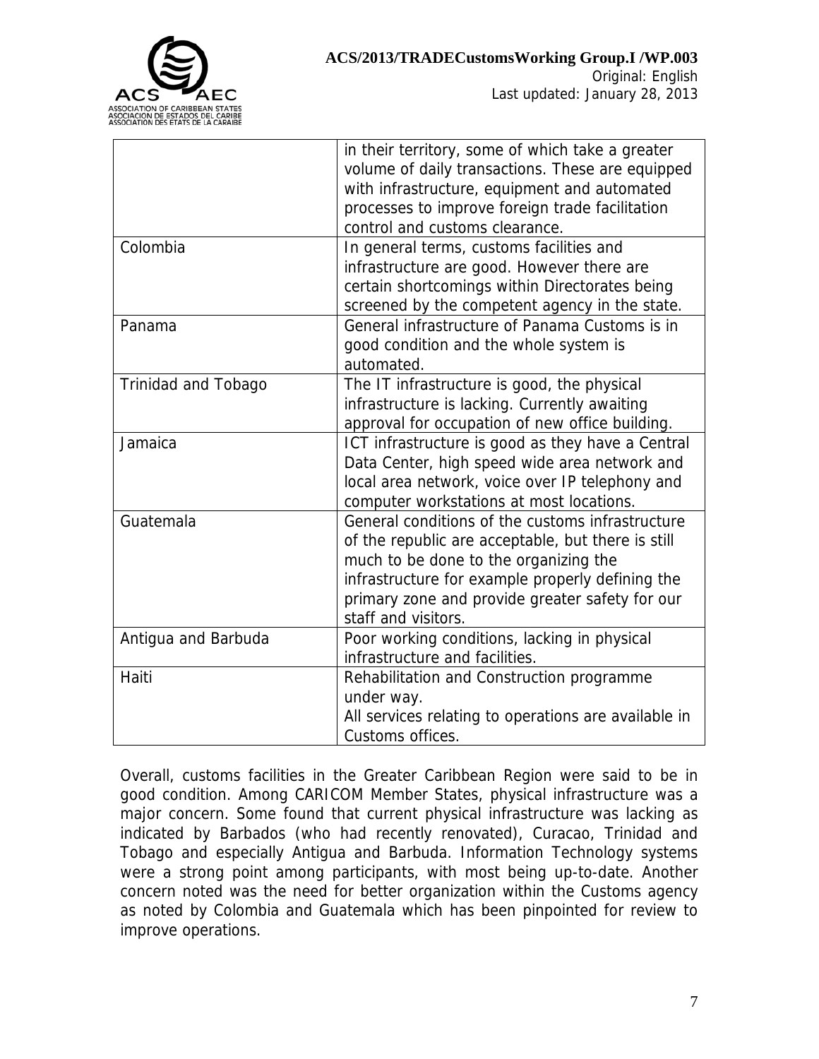| | |
|---|---|
| | in their territory, some of which take a greater volume of daily transactions. These are equipped with infrastructure, equipment and automated processes to improve foreign trade facilitation control and customs clearance. |
| Colombia | In general terms, customs facilities and infrastructure are good. However there are certain shortcomings within Directorates being screened by the competent agency in the state. |
| Panama | General infrastructure of Panama Customs is in good condition and the whole system is automated. |
| Trinidad and Tobago | The IT infrastructure is good, the physical infrastructure is lacking. Currently awaiting approval for occupation of new office building. |
| Jamaica | ICT infrastructure is good as they have a Central Data Center, high speed wide area network and local area network, voice over IP telephony and computer workstations at most locations. |
| Guatemala | General conditions of the customs infrastructure of the republic are acceptable, but there is still much to be done to the organizing the infrastructure for example properly defining the primary zone and provide greater safety for our staff and visitors. |
| Antigua and Barbuda | Poor working conditions, lacking in physical infrastructure and facilities. |
| Haiti | Rehabilitation and Construction programme under way. All services relating to operations are available in Customs offices. |

Overall, customs facilities in the Greater Caribbean Region were said to be in good condition. Among CARICOM Member States, physical infrastructure was a major concern. Some found that current physical infrastructure was lacking as indicated by Barbados (who had recently renovated), Curacao, Trinidad and Tobago and especially Antigua and Barbuda. Information Technology systems were a strong point among participants, with most being up-to-date. Another concern noted was the need for better organization within the Customs agency as noted by Colombia and Guatemala which has been pinpointed for review to improve operations.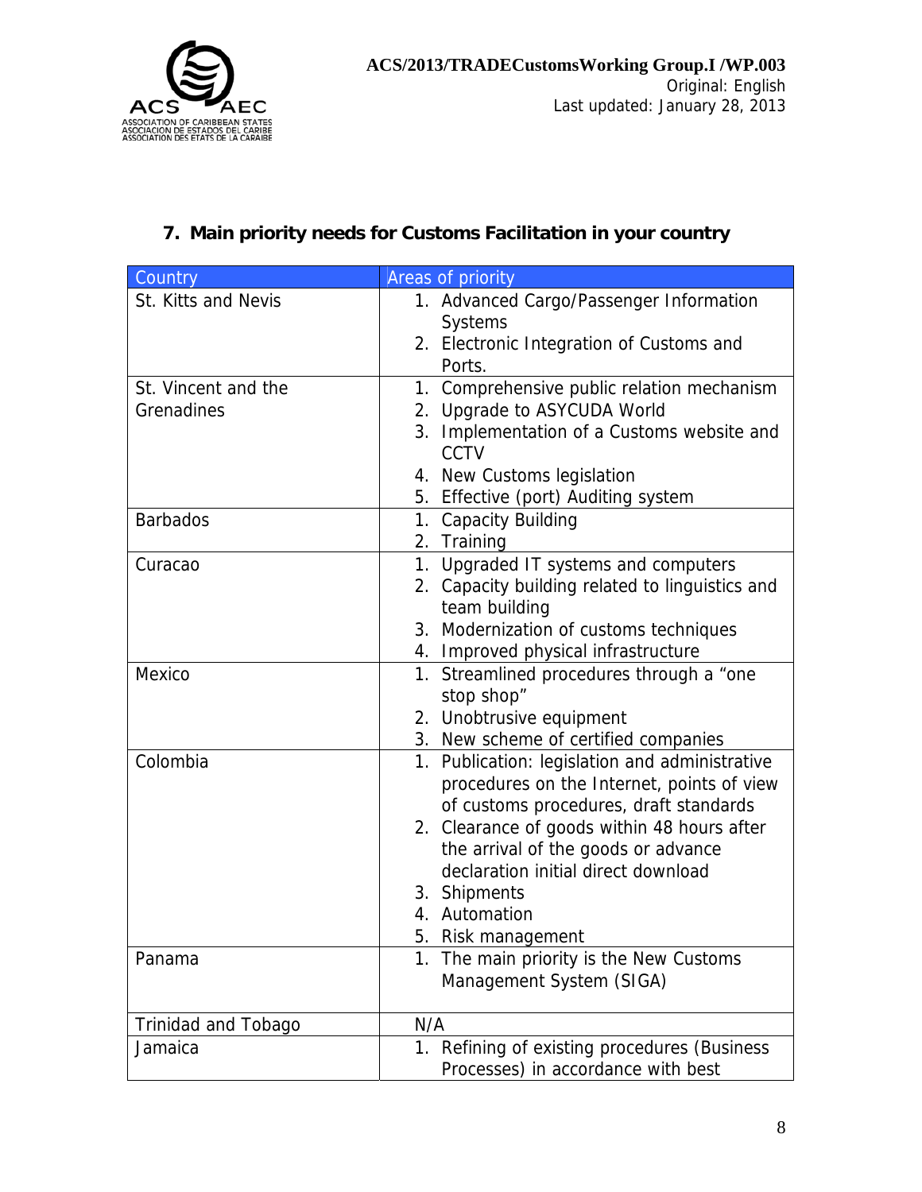## 7. Main priority needs for Customs Facilitation in your country

| Country | Areas of priority |
|---|---|
| St. Kitts and Nevis | 1. Advanced Cargo/Passenger Information Systems<br>2. Electronic Integration of Customs and Ports. |
| St. Vincent and the Grenadines | 1. Comprehensive public relation mechanism<br>2. Upgrade to ASYCUDA World<br>3. Implementation of a Customs website and CCTV<br>4. New Customs legislation<br>5. Effective (port) Auditing system |
| Barbados | 1. Capacity Building<br>2. Training |
| Curacao | 1. Upgraded IT systems and computers<br>2. Capacity building related to linguistics and team building<br>3. Modernization of customs techniques<br>4. Improved physical infrastructure |
| Mexico | 1. Streamlined procedures through a "one stop shop"<br>2. Unobtrusive equipment<br>3. New scheme of certified companies |
| Colombia | 1. Publication: legislation and administrative procedures on the Internet, points of view of customs procedures, draft standards<br>2. Clearance of goods within 48 hours after the arrival of the goods or advance declaration initial direct download<br>3. Shipments<br>4. Automation<br>5. Risk management |
| Panama | 1. The main priority is the New Customs Management System (SIGA) |
| Trinidad and Tobago | N/A |
| Jamaica | 1. Refining of existing procedures (Business Processes) in accordance with best |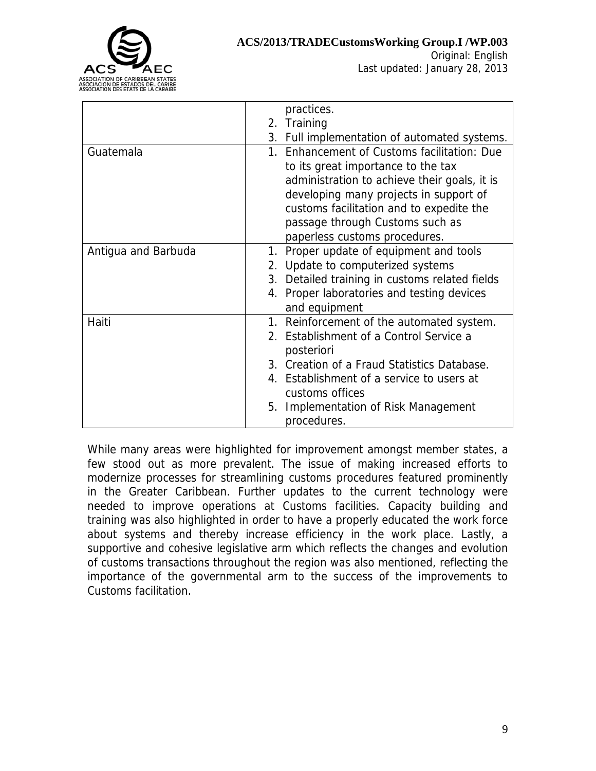| | |
|---|---|
| | practices.<br>2. Training<br>3. Full implementation of automated systems. |
| Guatemala | 1. Enhancement of Customs facilitation: Due to its great importance to the tax administration to achieve their goals, it is developing many projects in support of customs facilitation and to expedite the passage through Customs such as paperless customs procedures. |
| Antigua and Barbuda | 1. Proper update of equipment and tools<br>2. Update to computerized systems<br>3. Detailed training in customs related fields<br>4. Proper laboratories and testing devices and equipment |
| Haiti | 1. Reinforcement of the automated system.<br>2. Establishment of a Control Service a posteriori<br>3. Creation of a Fraud Statistics Database.<br>4. Establishment of a service to users at customs offices<br>5. Implementation of Risk Management procedures. |

While many areas were highlighted for improvement amongst member states, a few stood out as more prevalent. The issue of making increased efforts to modernize processes for streamlining customs procedures featured prominently in the Greater Caribbean. Further updates to the current technology were needed to improve operations at Customs facilities. Capacity building and training was also highlighted in order to have a properly educated the work force about systems and thereby increase efficiency in the work place. Lastly, a supportive and cohesive legislative arm which reflects the changes and evolution of customs transactions throughout the region was also mentioned, reflecting the importance of the governmental arm to the success of the improvements to Customs facilitation.